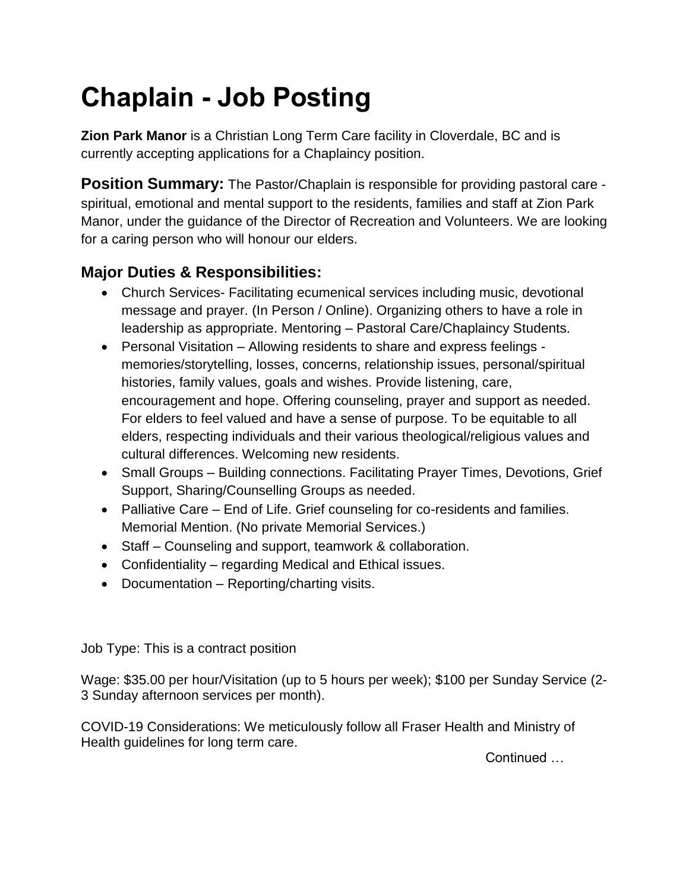# Chaplain - Job Posting

**Zion Park Manor** is a Christian Long Term Care facility in Cloverdale, BC and is currently accepting applications for a Chaplaincy position.

**Position Summary:** The Pastor/Chaplain is responsible for providing pastoral care - spiritual, emotional and mental support to the residents, families and staff at Zion Park Manor, under the guidance of the Director of Recreation and Volunteers. We are looking for a caring person who will honour our elders.

## Major Duties & Responsibilities:

- Church Services- Facilitating ecumenical services including music, devotional message and prayer. (In Person / Online). Organizing others to have a role in leadership as appropriate. Mentoring – Pastoral Care/Chaplaincy Students.
- Personal Visitation – Allowing residents to share and express feelings - memories/storytelling, losses, concerns, relationship issues, personal/spiritual histories, family values, goals and wishes. Provide listening, care, encouragement and hope. Offering counseling, prayer and support as needed. For elders to feel valued and have a sense of purpose. To be equitable to all elders, respecting individuals and their various theological/religious values and cultural differences. Welcoming new residents.
- Small Groups – Building connections. Facilitating Prayer Times, Devotions, Grief Support, Sharing/Counselling Groups as needed.
- Palliative Care – End of Life. Grief counseling for co-residents and families. Memorial Mention. (No private Memorial Services.)
- Staff – Counseling and support, teamwork & collaboration.
- Confidentiality – regarding Medical and Ethical issues.
- Documentation – Reporting/charting visits.

Job Type: This is a contract position

Wage: $35.00 per hour/Visitation (up to 5 hours per week); $100 per Sunday Service (2-3 Sunday afternoon services per month).

COVID-19 Considerations: We meticulously follow all Fraser Health and Ministry of Health guidelines for long term care.

Continued …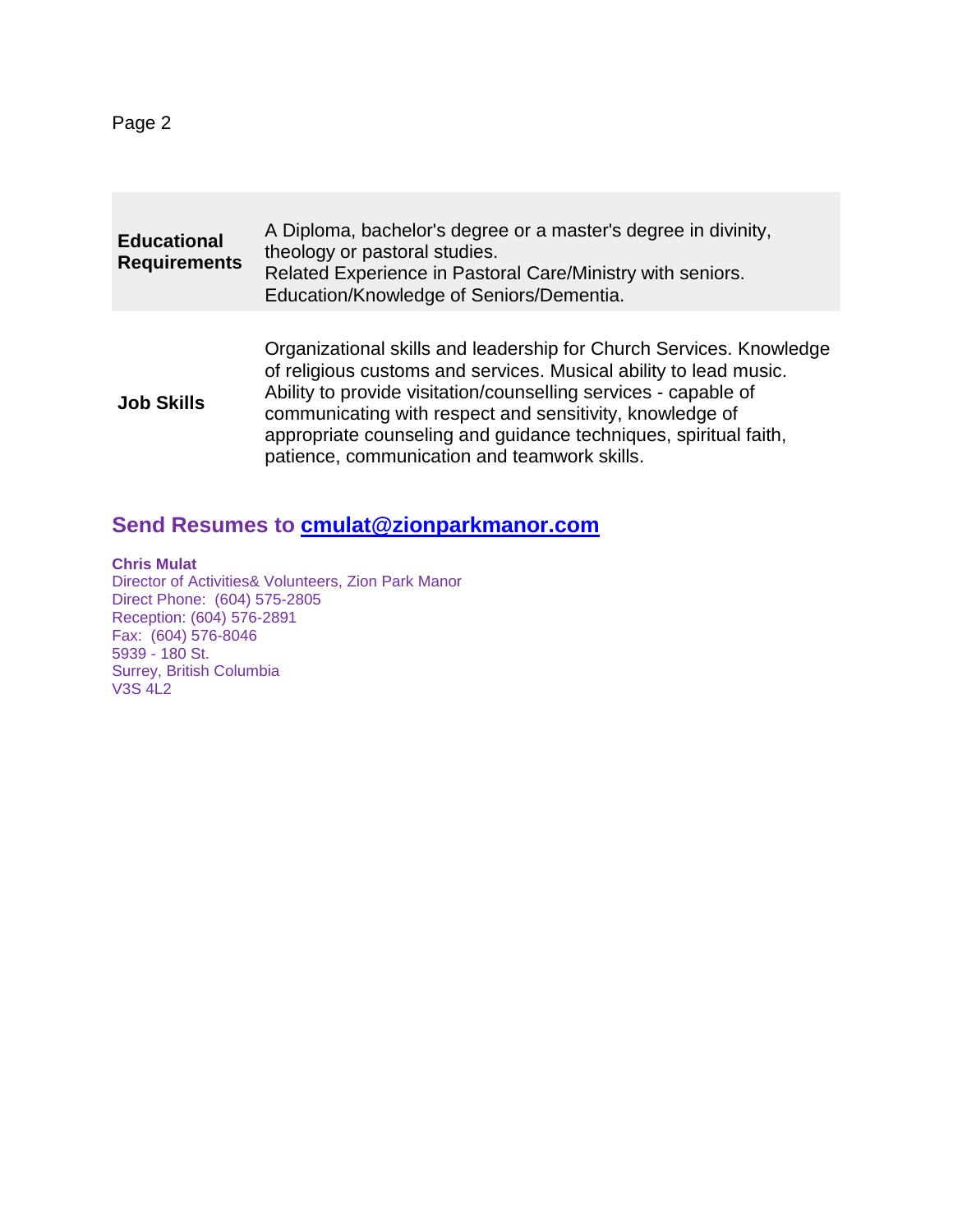| | |
|---|---|
| **Educational Requirements** | A Diploma, bachelor's degree or a master's degree in divinity, theology or pastoral studies. Related Experience in Pastoral Care/Ministry with seniors. Education/Knowledge of Seniors/Dementia. |
| **Job Skills** | Organizational skills and leadership for Church Services. Knowledge of religious customs and services. Musical ability to lead music. Ability to provide visitation/counselling services - capable of communicating with respect and sensitivity, knowledge of appropriate counseling and guidance techniques, spiritual faith, patience, communication and teamwork skills. |

## Send Resumes to cmulat@zionparkmanor.com

**Chris Mulat**
Director of Activities& Volunteers, Zion Park Manor
Direct Phone: (604) 575-2805
Reception: (604) 576-2891
Fax: (604) 576-8046
5939 - 180 St.
Surrey, British Columbia
V3S 4L2